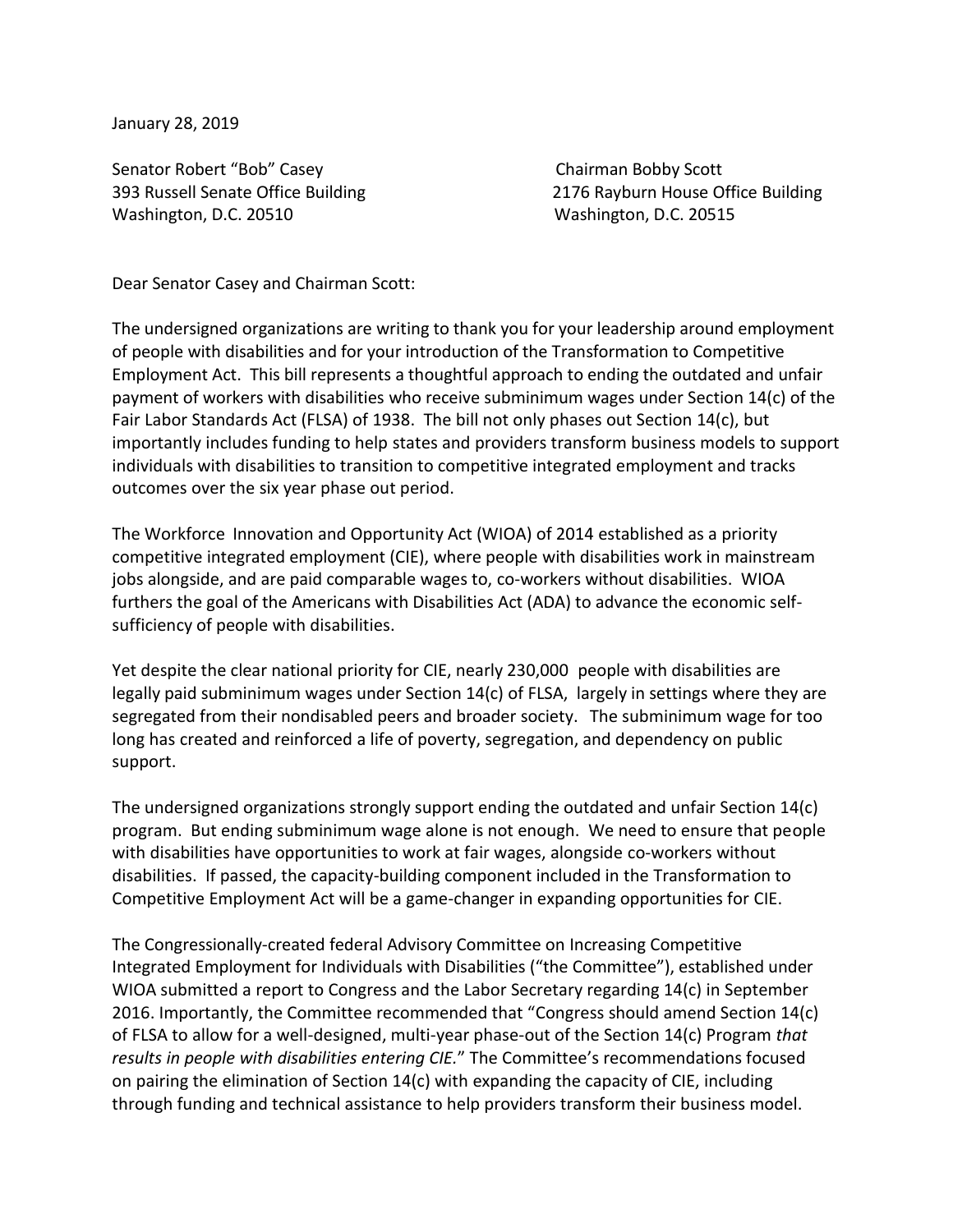January 28, 2019

Senator Robert "Bob" Casey
393 Russell Senate Office Building
Washington, D.C. 20510

Chairman Bobby Scott
2176 Rayburn House Office Building
Washington, D.C. 20515

Dear Senator Casey and Chairman Scott:

The undersigned organizations are writing to thank you for your leadership around employment of people with disabilities and for your introduction of the Transformation to Competitive Employment Act. This bill represents a thoughtful approach to ending the outdated and unfair payment of workers with disabilities who receive subminimum wages under Section 14(c) of the Fair Labor Standards Act (FLSA) of 1938. The bill not only phases out Section 14(c), but importantly includes funding to help states and providers transform business models to support individuals with disabilities to transition to competitive integrated employment and tracks outcomes over the six year phase out period.

The Workforce Innovation and Opportunity Act (WIOA) of 2014 established as a priority competitive integrated employment (CIE), where people with disabilities work in mainstream jobs alongside, and are paid comparable wages to, co-workers without disabilities. WIOA furthers the goal of the Americans with Disabilities Act (ADA) to advance the economic self-sufficiency of people with disabilities.

Yet despite the clear national priority for CIE, nearly 230,000 people with disabilities are legally paid subminimum wages under Section 14(c) of FLSA, largely in settings where they are segregated from their nondisabled peers and broader society. The subminimum wage for too long has created and reinforced a life of poverty, segregation, and dependency on public support.

The undersigned organizations strongly support ending the outdated and unfair Section 14(c) program. But ending subminimum wage alone is not enough. We need to ensure that people with disabilities have opportunities to work at fair wages, alongside co-workers without disabilities. If passed, the capacity-building component included in the Transformation to Competitive Employment Act will be a game-changer in expanding opportunities for CIE.

The Congressionally-created federal Advisory Committee on Increasing Competitive Integrated Employment for Individuals with Disabilities ("the Committee"), established under WIOA submitted a report to Congress and the Labor Secretary regarding 14(c) in September 2016. Importantly, the Committee recommended that "Congress should amend Section 14(c) of FLSA to allow for a well-designed, multi-year phase-out of the Section 14(c) Program *that results in people with disabilities entering CIE.*" The Committee's recommendations focused on pairing the elimination of Section 14(c) with expanding the capacity of CIE, including through funding and technical assistance to help providers transform their business model.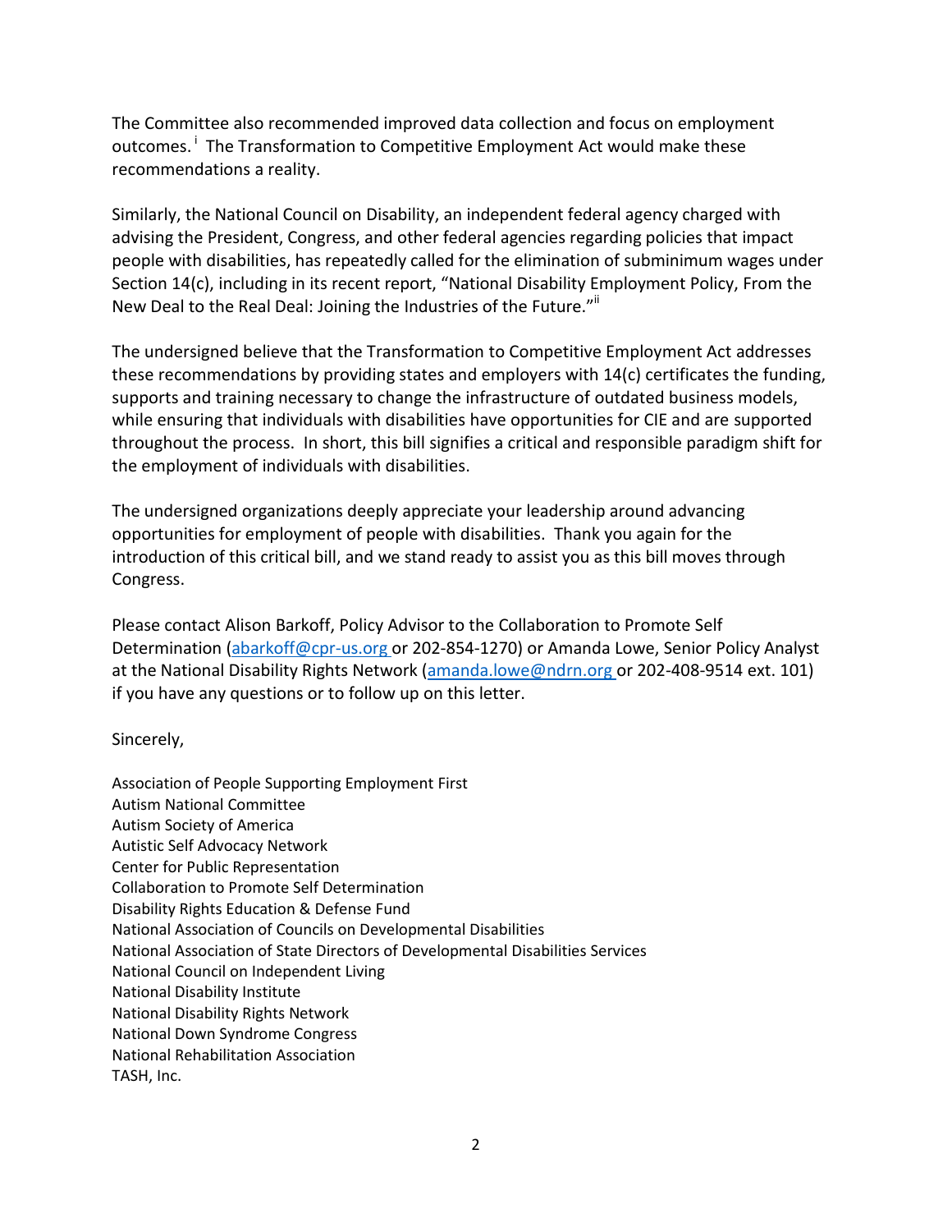The Committee also recommended improved data collection and focus on employment outcomes.[i] The Transformation to Competitive Employment Act would make these recommendations a reality.

Similarly, the National Council on Disability, an independent federal agency charged with advising the President, Congress, and other federal agencies regarding policies that impact people with disabilities, has repeatedly called for the elimination of subminimum wages under Section 14(c), including in its recent report, "National Disability Employment Policy, From the New Deal to the Real Deal: Joining the Industries of the Future."[ii]

The undersigned believe that the Transformation to Competitive Employment Act addresses these recommendations by providing states and employers with 14(c) certificates the funding, supports and training necessary to change the infrastructure of outdated business models, while ensuring that individuals with disabilities have opportunities for CIE and are supported throughout the process. In short, this bill signifies a critical and responsible paradigm shift for the employment of individuals with disabilities.

The undersigned organizations deeply appreciate your leadership around advancing opportunities for employment of people with disabilities. Thank you again for the introduction of this critical bill, and we stand ready to assist you as this bill moves through Congress.

Please contact Alison Barkoff, Policy Advisor to the Collaboration to Promote Self Determination (abarkoff@cpr-us.org or 202-854-1270) or Amanda Lowe, Senior Policy Analyst at the National Disability Rights Network (amanda.lowe@ndrn.org or 202-408-9514 ext. 101) if you have any questions or to follow up on this letter.

Sincerely,

Association of People Supporting Employment First
Autism National Committee
Autism Society of America
Autistic Self Advocacy Network
Center for Public Representation
Collaboration to Promote Self Determination
Disability Rights Education & Defense Fund
National Association of Councils on Developmental Disabilities
National Association of State Directors of Developmental Disabilities Services
National Council on Independent Living
National Disability Institute
National Disability Rights Network
National Down Syndrome Congress
National Rehabilitation Association
TASH, Inc.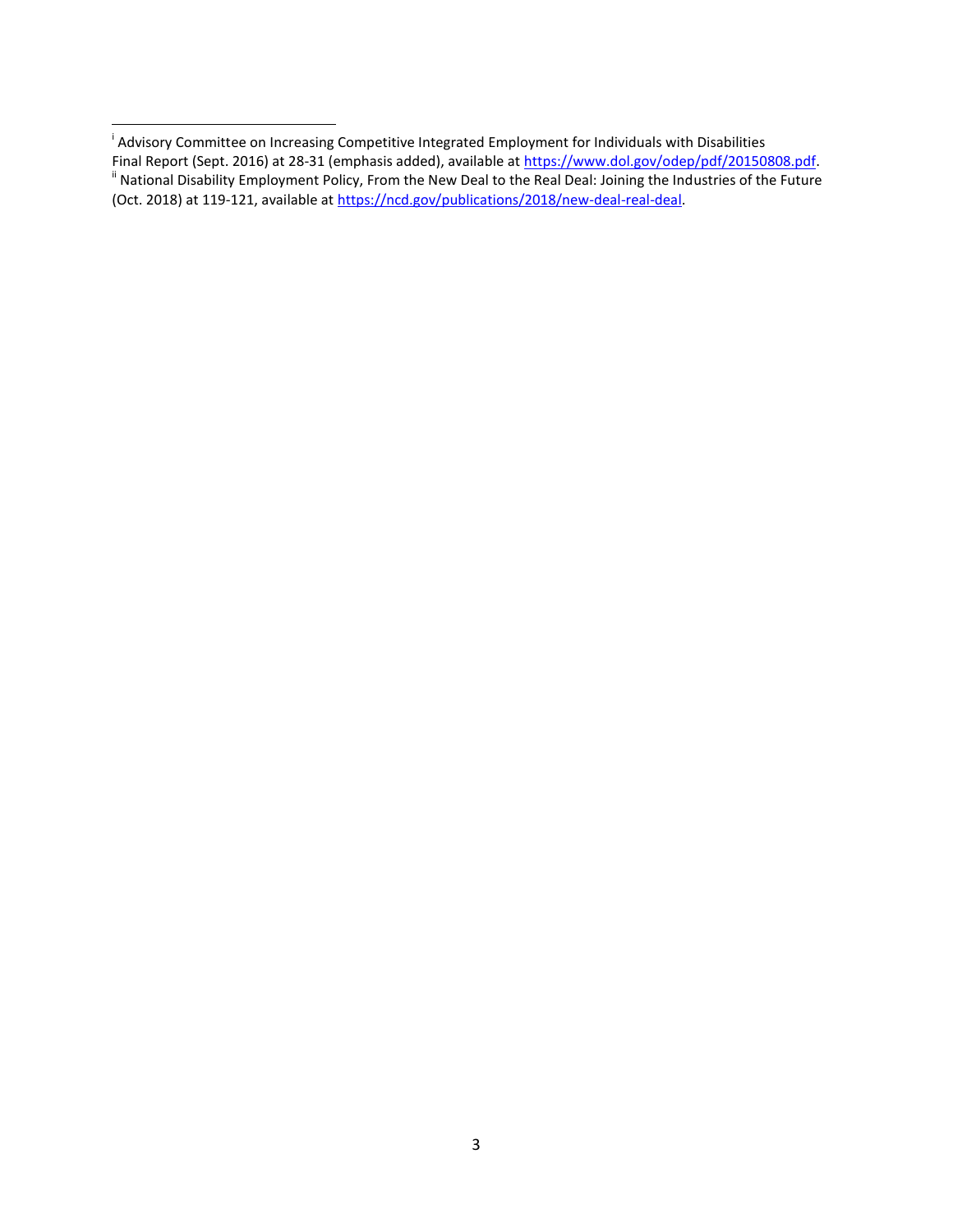[i] Advisory Committee on Increasing Competitive Integrated Employment for Individuals with Disabilities Final Report (Sept. 2016) at 28-31 (emphasis added), available at https://www.dol.gov/odep/pdf/20150808.pdf.

[ii] National Disability Employment Policy, From the New Deal to the Real Deal: Joining the Industries of the Future (Oct. 2018) at 119-121, available at https://ncd.gov/publications/2018/new-deal-real-deal.